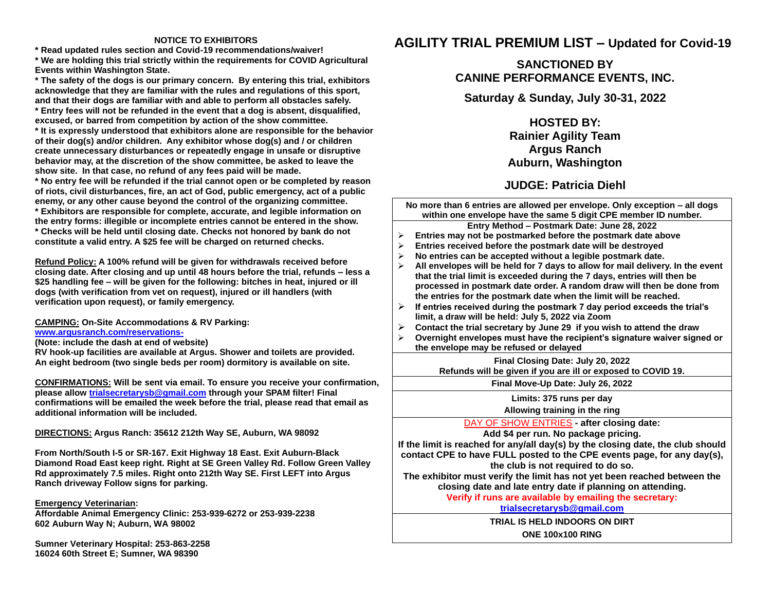### NOTICE TO EXHIBITORS

**\* Read updated rules section and Covid-19 recommendations/waiver!**

**\* We are holding this trial strictly within the requirements for COVID Agricultural Events within Washington State.**

**\* The safety of the dogs is our primary concern. By entering this trial, exhibitors acknowledge that they are familiar with the rules and regulations of this sport, and that their dogs are familiar with and able to perform all obstacles safely.**

**\* Entry fees will not be refunded in the event that a dog is absent, disqualified, excused, or barred from competition by action of the show committee.**

**\* It is expressly understood that exhibitors alone are responsible for the behavior of their dog(s) and/or children. Any exhibitor whose dog(s) and / or children create unnecessary disturbances or repeatedly engage in unsafe or disruptive behavior may, at the discretion of the show committee, be asked to leave the show site. In that case, no refund of any fees paid will be made.**

**\* No entry fee will be refunded if the trial cannot open or be completed by reason of riots, civil disturbances, fire, an act of God, public emergency, act of a public enemy, or any other cause beyond the control of the organizing committee.**

**\* Exhibitors are responsible for complete, accurate, and legible information on the entry forms: illegible or incomplete entries cannot be entered in the show.**

**\* Checks will be held until closing date. Checks not honored by bank do not constitute a valid entry. A $25 fee will be charged on returned checks.**

**Refund Policy: A 100% refund will be given for withdrawals received before closing date. After closing and up until 48 hours before the trial, refunds – less a $25 handling fee – will be given for the following: bitches in heat, injured or ill dogs (with verification from vet on request), injured or ill handlers (with verification upon request), or family emergency.**

**CAMPING: On-Site Accommodations & RV Parking:**
**www.argusranch.com/reservations-**
**(Note: include the dash at end of website)**
**RV hook-up facilities are available at Argus. Shower and toilets are provided. An eight bedroom (two single beds per room) dormitory is available on site.**

**CONFIRMATIONS: Will be sent via email. To ensure you receive your confirmation, please allow trialsecretarysb@gmail.com through your SPAM filter! Final confirmations will be emailed the week before the trial, please read that email as additional information will be included.**

**DIRECTIONS: Argus Ranch: 35612 212th Way SE, Auburn, WA 98092**

**From North/South I-5 or SR-167. Exit Highway 18 East. Exit Auburn-Black Diamond Road East keep right. Right at SE Green Valley Rd. Follow Green Valley Rd approximately 7.5 miles. Right onto 212th Way SE. First LEFT into Argus Ranch driveway Follow signs for parking.**

**Emergency Veterinarian:**
**Affordable Animal Emergency Clinic: 253-939-6272 or 253-939-2238**
**602 Auburn Way N; Auburn, WA 98002**

**Sumner Veterinary Hospital: 253-863-2258**
**16024 60th Street E; Sumner, WA 98390**

# AGILITY TRIAL PREMIUM LIST – Updated for Covid-19

## SANCTIONED BY CANINE PERFORMANCE EVENTS, INC.

### Saturday & Sunday, July 30-31, 2022

## HOSTED BY:
## Rainier Agility Team
## Argus Ranch
## Auburn, Washington

## JUDGE: Patricia Diehl

**No more than 6 entries are allowed per envelope. Only exception – all dogs within one envelope have the same 5 digit CPE member ID number.**

**Entry Method – Postmark Date: June 28, 2022**

- **Entries may not be postmarked before the postmark date above**
- **Entries received before the postmark date will be destroyed**
- **No entries can be accepted without a legible postmark date.**
- **All envelopes will be held for 7 days to allow for mail delivery. In the event that the trial limit is exceeded during the 7 days, entries will then be processed in postmark date order. A random draw will then be done from the entries for the postmark date when the limit will be reached.**
- **If entries received during the postmark 7 day period exceeds the trial's limit, a draw will be held: July 5, 2022 via Zoom**
- **Contact the trial secretary by June 29 if you wish to attend the draw**
- **Overnight envelopes must have the recipient's signature waiver signed or the envelope may be refused or delayed**

**Final Closing Date: July 20, 2022**
**Refunds will be given if you are ill or exposed to COVID 19.**

**Final Move-Up Date: July 26, 2022**

**Limits: 375 runs per day**
**Allowing training in the ring**

DAY OF SHOW ENTRIES **- after closing date:**
**Add $4 per run. No package pricing.**
**If the limit is reached for any/all day(s) by the closing date, the club should contact CPE to have FULL posted to the CPE events page, for any day(s), the club is not required to do so.**
**The exhibitor must verify the limit has not yet been reached between the closing date and late entry date if planning on attending.**
**Verify if runs are available by emailing the secretary:**
**trialsecretarysb@gmail.com**

**TRIAL IS HELD INDOORS ON DIRT**
**ONE 100x100 RING**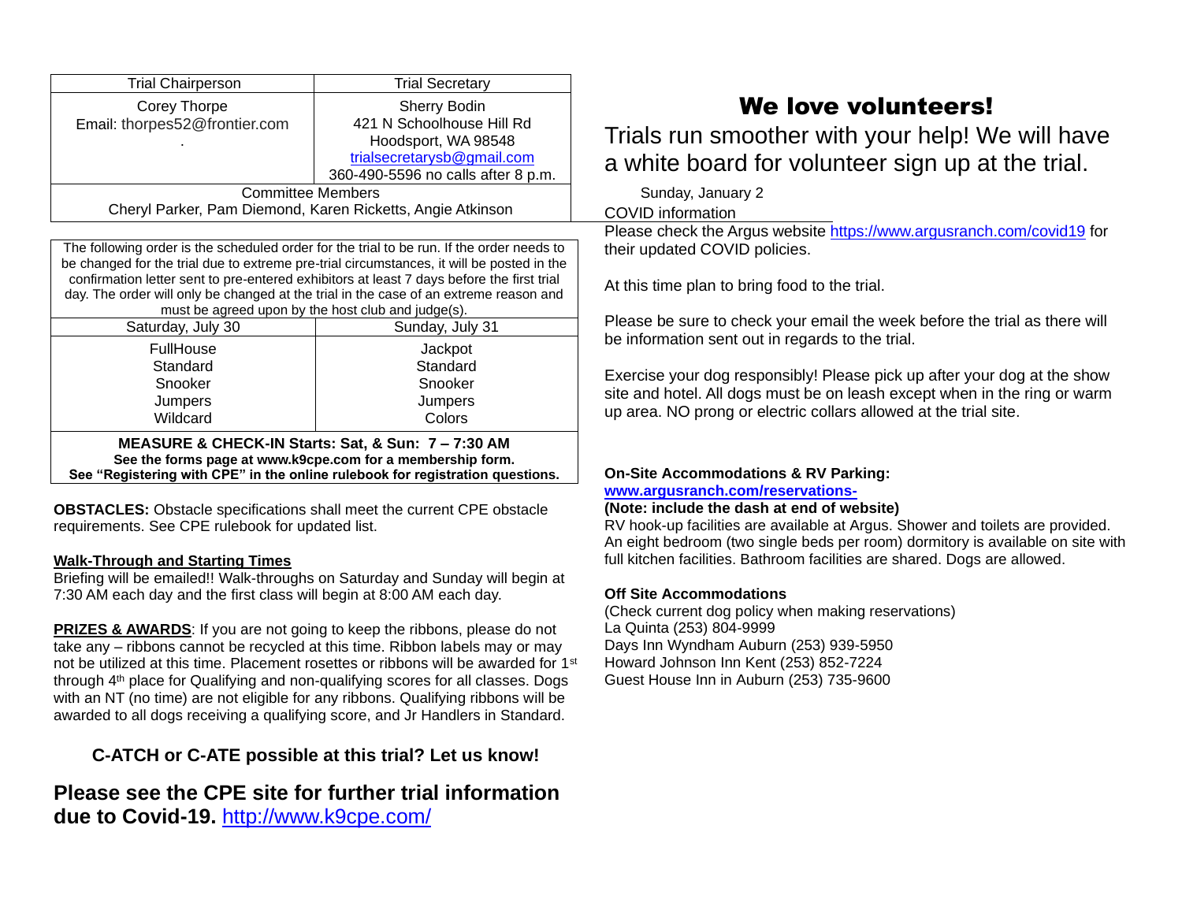| Trial Chairperson | Trial Secretary |
| --- | --- |
| Corey Thorpe<br>Email: thorpes52@frontier.com<br>. | Sherry Bodin<br>421 N Schoolhouse Hill Rd<br>Hoodsport, WA 98548<br>trialsecretarysb@gmail.com<br>360-490-5596 no calls after 8 p.m. |
| Committee Members<br>Cheryl Parker, Pam Diemond, Karen Ricketts, Angie Atkinson | |

The following order is the scheduled order for the trial to be run. If the order needs to be changed for the trial due to extreme pre-trial circumstances, it will be posted in the confirmation letter sent to pre-entered exhibitors at least 7 days before the first trial day. The order will only be changed at the trial in the case of an extreme reason and must be agreed upon by the host club and judge(s).

| Saturday, July 30 | Sunday, July 31 |
| --- | --- |
| FullHouse<br>Standard<br>Snooker<br>Jumpers<br>Wildcard | Jackpot<br>Standard<br>Snooker<br>Jumpers<br>Colors |

**MEASURE & CHECK-IN Starts: Sat, & Sun: 7 – 7:30 AM**
**See the forms page at www.k9cpe.com for a membership form.**
**See "Registering with CPE" in the online rulebook for registration questions.**

**OBSTACLES:** Obstacle specifications shall meet the current CPE obstacle requirements. See CPE rulebook for updated list.

**Walk-Through and Starting Times**
Briefing will be emailed!! Walk-throughs on Saturday and Sunday will begin at 7:30 AM each day and the first class will begin at 8:00 AM each day.

**PRIZES & AWARDS**: If you are not going to keep the ribbons, please do not take any – ribbons cannot be recycled at this time. Ribbon labels may or may not be utilized at this time. Placement rosettes or ribbons will be awarded for 1st through 4th place for Qualifying and non-qualifying scores for all classes. Dogs with an NT (no time) are not eligible for any ribbons. Qualifying ribbons will be awarded to all dogs receiving a qualifying score, and Jr Handlers in Standard.

**C-ATCH or C-ATE possible at this trial? Let us know!**

**Please see the CPE site for further trial information due to Covid-19.** http://www.k9cpe.com/

# We love volunteers!

Trials run smoother with your help! We will have a white board for volunteer sign up at the trial.

Sunday, January 2

COVID information

Please check the Argus website https://www.argusranch.com/covid19 for their updated COVID policies.

At this time plan to bring food to the trial.

Please be sure to check your email the week before the trial as there will be information sent out in regards to the trial.

Exercise your dog responsibly! Please pick up after your dog at the show site and hotel. All dogs must be on leash except when in the ring or warm up area. NO prong or electric collars allowed at the trial site.

**On-Site Accommodations & RV Parking:**
**www.argusranch.com/reservations-**
**(Note: include the dash at end of website)**
RV hook-up facilities are available at Argus. Shower and toilets are provided. An eight bedroom (two single beds per room) dormitory is available on site with full kitchen facilities. Bathroom facilities are shared. Dogs are allowed.

**Off Site Accommodations**
(Check current dog policy when making reservations)
La Quinta (253) 804-9999
Days Inn Wyndham Auburn (253) 939-5950
Howard Johnson Inn Kent (253) 852-7224
Guest House Inn in Auburn (253) 735-9600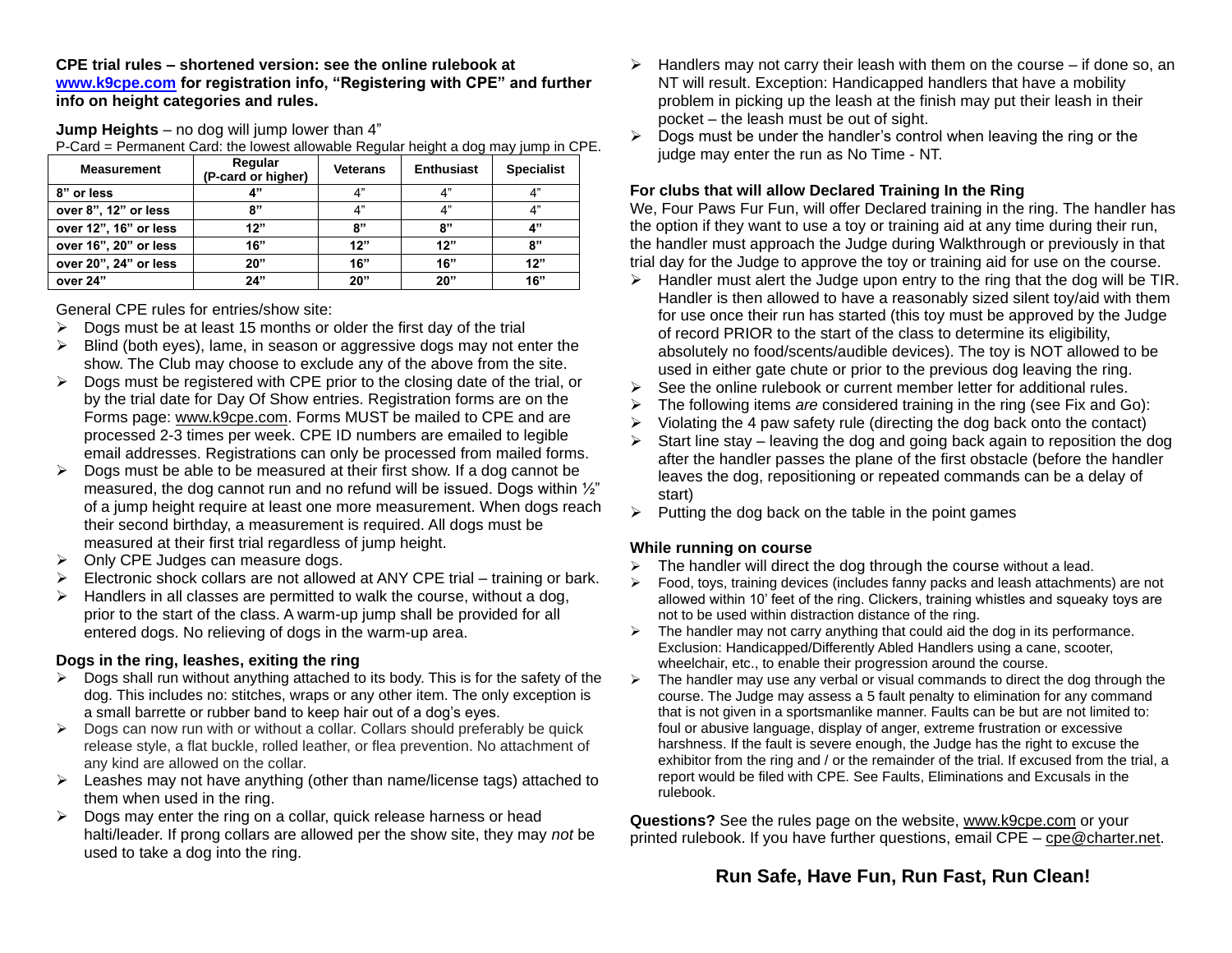**CPE trial rules – shortened version: see the online rulebook at www.k9cpe.com for registration info, "Registering with CPE" and further info on height categories and rules.**

**Jump Heights** – no dog will jump lower than 4"

P-Card = Permanent Card: the lowest allowable Regular height a dog may jump in CPE.

| Measurement | Regular (P-card or higher) | Veterans | Enthusiast | Specialist |
|---|---|---|---|---|
| 8" or less | 4" | 4" | 4" | 4" |
| over 8", 12" or less | 8" | 4" | 4" | 4" |
| over 12", 16" or less | 12" | 8" | 8" | 4" |
| over 16", 20" or less | 16" | 12" | 12" | 8" |
| over 20", 24" or less | 20" | 16" | 16" | 12" |
| over 24" | 24" | 20" | 20" | 16" |

General CPE rules for entries/show site:

- Dogs must be at least 15 months or older the first day of the trial
- Blind (both eyes), lame, in season or aggressive dogs may not enter the show. The Club may choose to exclude any of the above from the site.
- Dogs must be registered with CPE prior to the closing date of the trial, or by the trial date for Day Of Show entries. Registration forms are on the Forms page: www.k9cpe.com. Forms MUST be mailed to CPE and are processed 2-3 times per week. CPE ID numbers are emailed to legible email addresses. Registrations can only be processed from mailed forms.
- Dogs must be able to be measured at their first show. If a dog cannot be measured, the dog cannot run and no refund will be issued. Dogs within ½" of a jump height require at least one more measurement. When dogs reach their second birthday, a measurement is required. All dogs must be measured at their first trial regardless of jump height.
- Only CPE Judges can measure dogs.
- Electronic shock collars are not allowed at ANY CPE trial – training or bark.
- Handlers in all classes are permitted to walk the course, without a dog, prior to the start of the class. A warm-up jump shall be provided for all entered dogs. No relieving of dogs in the warm-up area.

**Dogs in the ring, leashes, exiting the ring**

- Dogs shall run without anything attached to its body. This is for the safety of the dog. This includes no: stitches, wraps or any other item. The only exception is a small barrette or rubber band to keep hair out of a dog's eyes.
- Dogs can now run with or without a collar. Collars should preferably be quick release style, a flat buckle, rolled leather, or flea prevention. No attachment of any kind are allowed on the collar.
- Leashes may not have anything (other than name/license tags) attached to them when used in the ring.
- Dogs may enter the ring on a collar, quick release harness or head halti/leader. If prong collars are allowed per the show site, they may *not* be used to take a dog into the ring.
- Handlers may not carry their leash with them on the course – if done so, an NT will result. Exception: Handicapped handlers that have a mobility problem in picking up the leash at the finish may put their leash in their pocket – the leash must be out of sight.
- Dogs must be under the handler's control when leaving the ring or the judge may enter the run as No Time - NT.

**For clubs that will allow Declared Training In the Ring**

We, Four Paws Fur Fun, will offer Declared training in the ring. The handler has the option if they want to use a toy or training aid at any time during their run, the handler must approach the Judge during Walkthrough or previously in that trial day for the Judge to approve the toy or training aid for use on the course.

- Handler must alert the Judge upon entry to the ring that the dog will be TIR. Handler is then allowed to have a reasonably sized silent toy/aid with them for use once their run has started (this toy must be approved by the Judge of record PRIOR to the start of the class to determine its eligibility, absolutely no food/scents/audible devices). The toy is NOT allowed to be used in either gate chute or prior to the previous dog leaving the ring.
- See the online rulebook or current member letter for additional rules.
- The following items *are* considered training in the ring (see Fix and Go):
- Violating the 4 paw safety rule (directing the dog back onto the contact)
- Start line stay – leaving the dog and going back again to reposition the dog after the handler passes the plane of the first obstacle (before the handler leaves the dog, repositioning or repeated commands can be a delay of start)
- Putting the dog back on the table in the point games

**While running on course**

- The handler will direct the dog through the course without a lead.
- Food, toys, training devices (includes fanny packs and leash attachments) are not allowed within 10' feet of the ring. Clickers, training whistles and squeaky toys are not to be used within distraction distance of the ring.
- The handler may not carry anything that could aid the dog in its performance. Exclusion: Handicapped/Differently Abled Handlers using a cane, scooter, wheelchair, etc., to enable their progression around the course.
- The handler may use any verbal or visual commands to direct the dog through the course. The Judge may assess a 5 fault penalty to elimination for any command that is not given in a sportsmanlike manner. Faults can be but are not limited to: foul or abusive language, display of anger, extreme frustration or excessive harshness. If the fault is severe enough, the Judge has the right to excuse the exhibitor from the ring and / or the remainder of the trial. If excused from the trial, a report would be filed with CPE. See Faults, Eliminations and Excusals in the rulebook.

**Questions?** See the rules page on the website, www.k9cpe.com or your printed rulebook. If you have further questions, email CPE – cpe@charter.net.

**Run Safe, Have Fun, Run Fast, Run Clean!**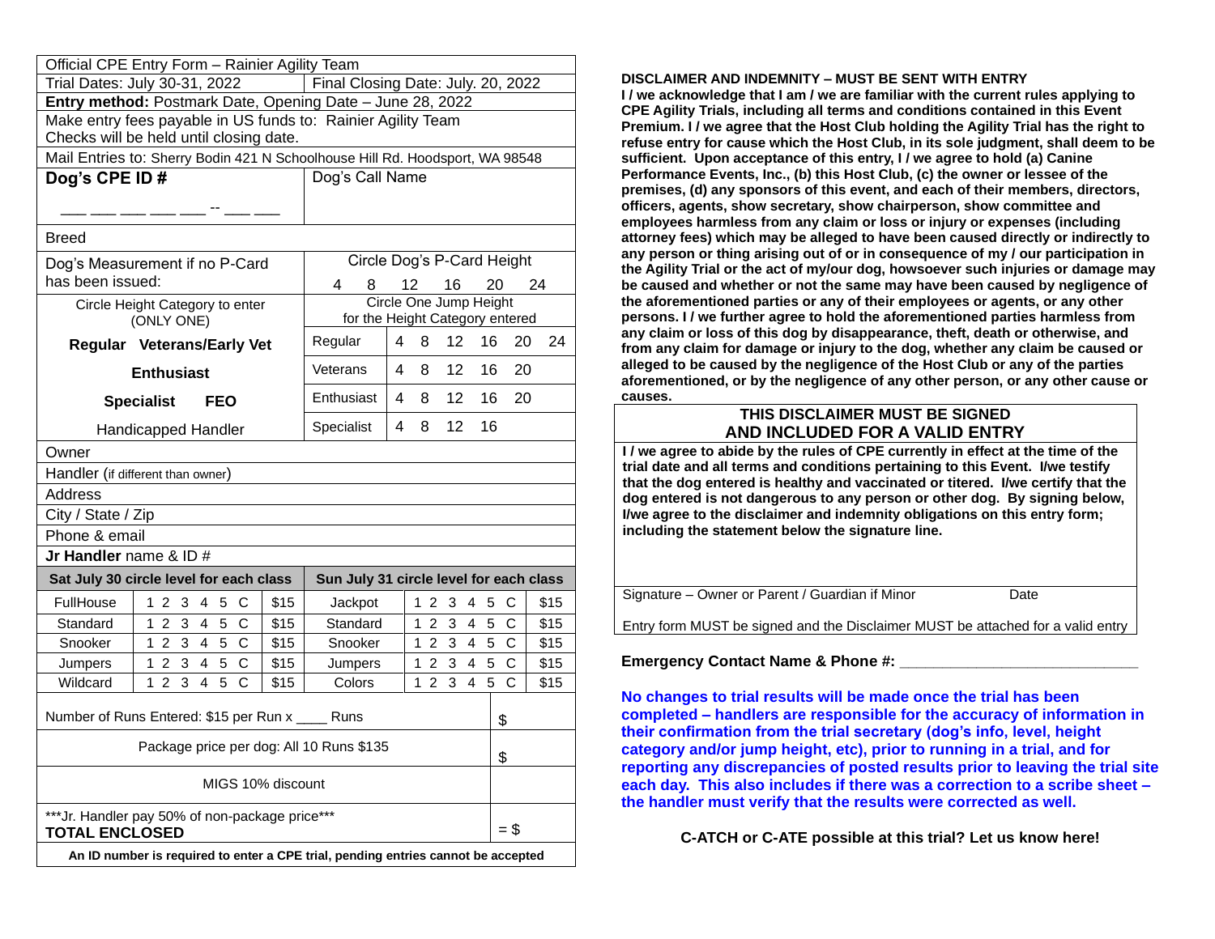| Official CPE Entry Form – Rainier Agility Team | |
|---|---|
| Trial Dates: July 30-31, 2022 | Final Closing Date: July. 20, 2022 |
| **Entry method:** Postmark Date, Opening Date – June 28, 2022 | |
| Make entry fees payable in US funds to: Rainier Agility Team<br>Checks will be held until closing date. | |
| Mail Entries to: Sherry Bodin 421 N Schoolhouse Hill Rd. Hoodsport, WA 98548 | |
| **Dog's CPE ID #**<br>___ ___ ___ ___ ___ -- ___ ___ | Dog's Call Name |
| Breed | |
| Dog's Measurement if no P-Card has been issued: | Circle Dog's P-Card Height<br>4 8 12 16 20 24 |

| Circle Height Category to enter (ONLY ONE) | Circle One Jump Height for the Height Category entered | | | | | | |
|---|---|---|---|---|---|---|---|
| **Regular Veterans/Early Vet** | Regular | 4 | 8 | 12 | 16 | 20 | 24 |
| **Enthusiast** | Veterans | 4 | 8 | 12 | 16 | 20 | |
| **Specialist FEO** | Enthusiast | 4 | 8 | 12 | 16 | 20 | |
| Handicapped Handler | Specialist | 4 | 8 | 12 | 16 | | |

| | |
|---|---|
| Owner | |
| Handler (if different than owner) | |
| Address | |
| City / State / Zip | |
| Phone & email | |
| **Jr Handler** name & ID # | |

| **Sat July 30 circle level for each class** | | | **Sun July 31 circle level for each class** | | |
|---|---|---|---|---|---|
| FullHouse | 1 2 3 4 5 C | $15 | Jackpot | 1 2 3 4 5 C | $15 |
| Standard | 1 2 3 4 5 C | $15 | Standard | 1 2 3 4 5 C | $15 |
| Snooker | 1 2 3 4 5 C | $15 | Snooker | 1 2 3 4 5 C | $15 |
| Jumpers | 1 2 3 4 5 C | $15 | Jumpers | 1 2 3 4 5 C | $15 |
| Wildcard | 1 2 3 4 5 C | $15 | Colors | 1 2 3 4 5 C | $15 |

| | |
|---|---|
| Number of Runs Entered: $15 per Run x ____ Runs | $ |
| Package price per dog: All 10 Runs $135 | $ |
| MIGS 10% discount | |
| ***Jr. Handler pay 50% of non-package price***<br>**TOTAL ENCLOSED** | = $ |
| **An ID number is required to enter a CPE trial, pending entries cannot be accepted** | |

**DISCLAIMER AND INDEMNITY – MUST BE SENT WITH ENTRY**

**I / we acknowledge that I am / we are familiar with the current rules applying to CPE Agility Trials, including all terms and conditions contained in this Event Premium. I / we agree that the Host Club holding the Agility Trial has the right to refuse entry for cause which the Host Club, in its sole judgment, shall deem to be sufficient. Upon acceptance of this entry, I / we agree to hold (a) Canine Performance Events, Inc., (b) this Host Club, (c) the owner or lessee of the premises, (d) any sponsors of this event, and each of their members, directors, officers, agents, show secretary, show chairperson, show committee and employees harmless from any claim or loss or injury or expenses (including attorney fees) which may be alleged to have been caused directly or indirectly to any person or thing arising out of or in consequence of my / our participation in the Agility Trial or the act of my/our dog, howsoever such injuries or damage may be caused and whether or not the same may have been caused by negligence of the aforementioned parties or any of their employees or agents, or any other persons. I / we further agree to hold the aforementioned parties harmless from any claim or loss of this dog by disappearance, theft, death or otherwise, and from any claim for damage or injury to the dog, whether any claim be caused or alleged to be caused by the negligence of the Host Club or any of the parties aforementioned, or by the negligence of any other person, or any other cause or causes.**

**THIS DISCLAIMER MUST BE SIGNED AND INCLUDED FOR A VALID ENTRY**

**I / we agree to abide by the rules of CPE currently in effect at the time of the trial date and all terms and conditions pertaining to this Event. I/we testify that the dog entered is healthy and vaccinated or titered. I/we certify that the dog entered is not dangerous to any person or other dog. By signing below, I/we agree to the disclaimer and indemnity obligations on this entry form; including the statement below the signature line.**

Signature – Owner or Parent / Guardian if Minor Date

Entry form MUST be signed and the Disclaimer MUST be attached for a valid entry

**Emergency Contact Name & Phone #:** ______________________________

**No changes to trial results will be made once the trial has been completed – handlers are responsible for the accuracy of information in their confirmation from the trial secretary (dog's info, level, height category and/or jump height, etc), prior to running in a trial, and for reporting any discrepancies of posted results prior to leaving the trial site each day. This also includes if there was a correction to a scribe sheet – the handler must verify that the results were corrected as well.**

**C-ATCH or C-ATE possible at this trial? Let us know here!**